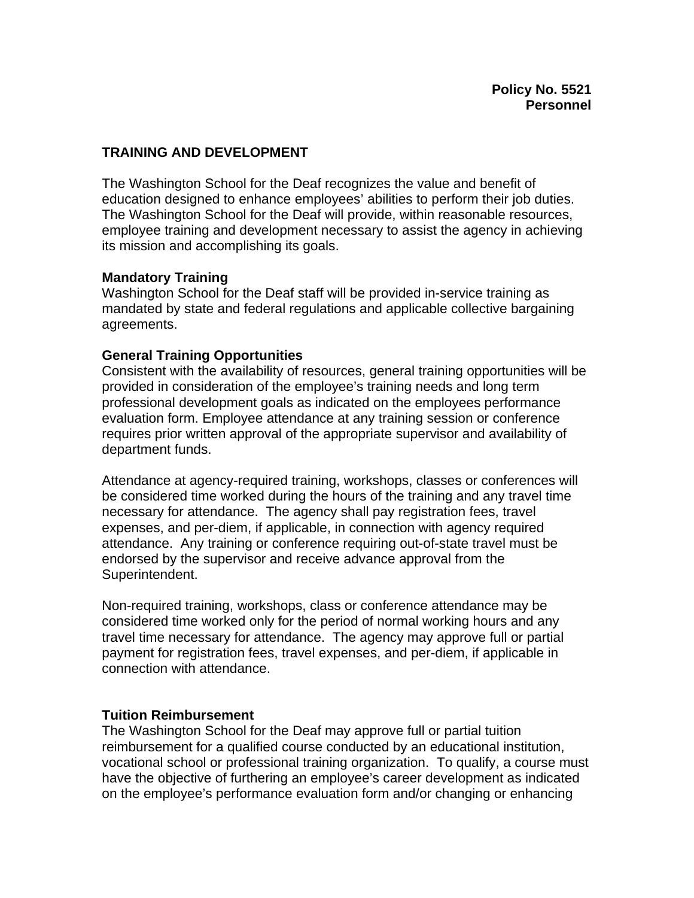**Policy No. 5521**
**Personnel**

## TRAINING AND DEVELOPMENT

The Washington School for the Deaf recognizes the value and benefit of education designed to enhance employees' abilities to perform their job duties. The Washington School for the Deaf will provide, within reasonable resources, employee training and development necessary to assist the agency in achieving its mission and accomplishing its goals.

### Mandatory Training

Washington School for the Deaf staff will be provided in-service training as mandated by state and federal regulations and applicable collective bargaining agreements.

### General Training Opportunities

Consistent with the availability of resources, general training opportunities will be provided in consideration of the employee's training needs and long term professional development goals as indicated on the employees performance evaluation form. Employee attendance at any training session or conference requires prior written approval of the appropriate supervisor and availability of department funds.

Attendance at agency-required training, workshops, classes or conferences will be considered time worked during the hours of the training and any travel time necessary for attendance. The agency shall pay registration fees, travel expenses, and per-diem, if applicable, in connection with agency required attendance. Any training or conference requiring out-of-state travel must be endorsed by the supervisor and receive advance approval from the Superintendent.

Non-required training, workshops, class or conference attendance may be considered time worked only for the period of normal working hours and any travel time necessary for attendance. The agency may approve full or partial payment for registration fees, travel expenses, and per-diem, if applicable in connection with attendance.

### Tuition Reimbursement

The Washington School for the Deaf may approve full or partial tuition reimbursement for a qualified course conducted by an educational institution, vocational school or professional training organization. To qualify, a course must have the objective of furthering an employee's career development as indicated on the employee's performance evaluation form and/or changing or enhancing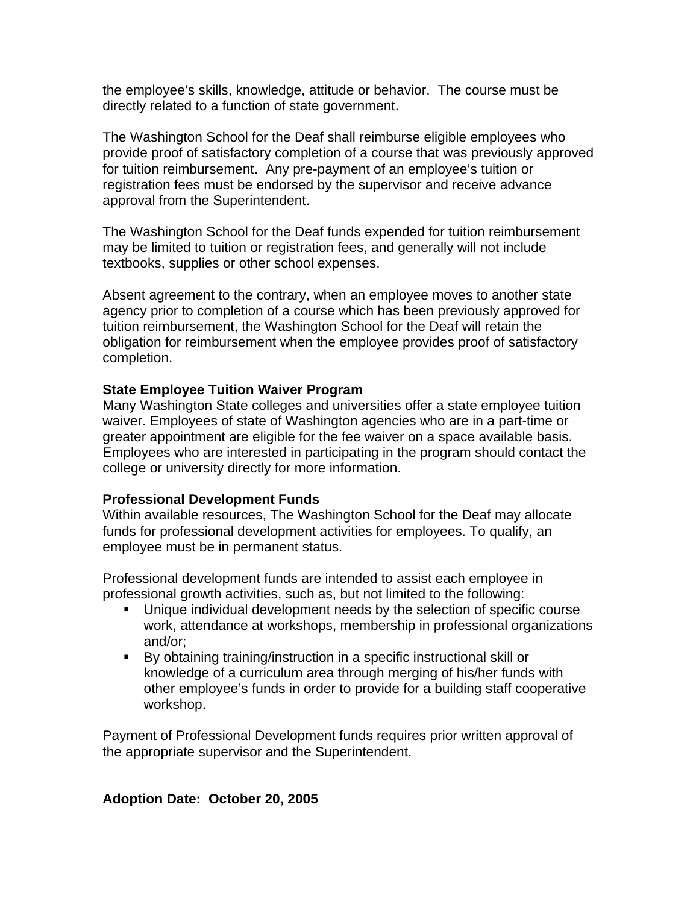the employee's skills, knowledge, attitude or behavior. The course must be directly related to a function of state government.

The Washington School for the Deaf shall reimburse eligible employees who provide proof of satisfactory completion of a course that was previously approved for tuition reimbursement. Any pre-payment of an employee's tuition or registration fees must be endorsed by the supervisor and receive advance approval from the Superintendent.

The Washington School for the Deaf funds expended for tuition reimbursement may be limited to tuition or registration fees, and generally will not include textbooks, supplies or other school expenses.

Absent agreement to the contrary, when an employee moves to another state agency prior to completion of a course which has been previously approved for tuition reimbursement, the Washington School for the Deaf will retain the obligation for reimbursement when the employee provides proof of satisfactory completion.

**State Employee Tuition Waiver Program**

Many Washington State colleges and universities offer a state employee tuition waiver. Employees of state of Washington agencies who are in a part-time or greater appointment are eligible for the fee waiver on a space available basis. Employees who are interested in participating in the program should contact the college or university directly for more information.

**Professional Development Funds**

Within available resources, The Washington School for the Deaf may allocate funds for professional development activities for employees. To qualify, an employee must be in permanent status.

Professional development funds are intended to assist each employee in professional growth activities, such as, but not limited to the following:

- Unique individual development needs by the selection of specific course work, attendance at workshops, membership in professional organizations and/or;
- By obtaining training/instruction in a specific instructional skill or knowledge of a curriculum area through merging of his/her funds with other employee's funds in order to provide for a building staff cooperative workshop.

Payment of Professional Development funds requires prior written approval of the appropriate supervisor and the Superintendent.

**Adoption Date: October 20, 2005**